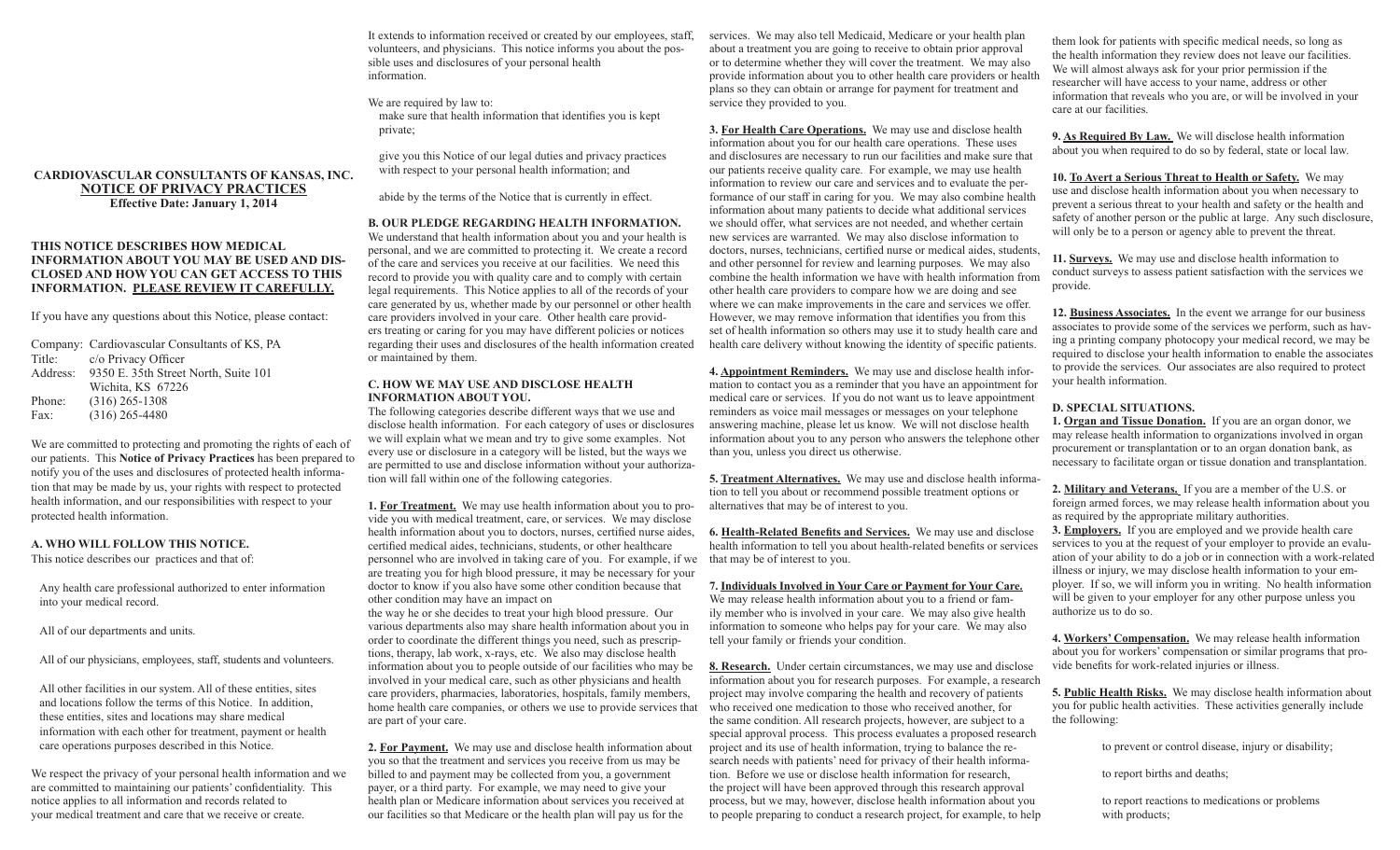# CARDIOVASCULAR CONSULTANTS OF KANSAS, INC.

## NOTICE OF PRIVACY PRACTICES

**Effective Date: January 1, 2014**

**THIS NOTICE DESCRIBES HOW MEDICAL INFORMATION ABOUT YOU MAY BE USED AND DISCLOSED AND HOW YOU CAN GET ACCESS TO THIS INFORMATION. PLEASE REVIEW IT CAREFULLY.**

If you have any questions about this Notice, please contact:

Company: Cardiovascular Consultants of KS, PA
Title: c/o Privacy Officer
Address: 9350 E. 35th Street North, Suite 101
Wichita, KS 67226
Phone: (316) 265-1308
Fax: (316) 265-4480

We are committed to protecting and promoting the rights of each of our patients. This **Notice of Privacy Practices** has been prepared to notify you of the uses and disclosures of protected health information that may be made by us, your rights with respect to protected health information, and our responsibilities with respect to your protected health information.

### A. WHO WILL FOLLOW THIS NOTICE.

This notice describes our practices and that of:

Any health care professional authorized to enter information into your medical record.

All of our departments and units.

All of our physicians, employees, staff, students and volunteers.

All other facilities in our system. All of these entities, sites and locations follow the terms of this Notice. In addition, these entities, sites and locations may share medical information with each other for treatment, payment or health care operations purposes described in this Notice.

We respect the privacy of your personal health information and we are committed to maintaining our patients' confidentiality. This notice applies to all information and records related to your medical treatment and care that we receive or create. It extends to information received or created by our employees, staff, volunteers, and physicians. This notice informs you about the possible uses and disclosures of your personal health information.

We are required by law to:

make sure that health information that identifies you is kept private;

give you this Notice of our legal duties and privacy practices with respect to your personal health information; and

abide by the terms of the Notice that is currently in effect.

### B. OUR PLEDGE REGARDING HEALTH INFORMATION.

We understand that health information about you and your health is personal, and we are committed to protecting it. We create a record of the care and services you receive at our facilities. We need this record to provide you with quality care and to comply with certain legal requirements. This Notice applies to all of the records of your care generated by us, whether made by our personnel or other health care providers involved in your care. Other health care providers treating or caring for you may have different policies or notices regarding their uses and disclosures of the health information created or maintained by them.

### C. HOW WE MAY USE AND DISCLOSE HEALTH INFORMATION ABOUT YOU.

The following categories describe different ways that we use and disclose health information. For each category of uses or disclosures we will explain what we mean and try to give some examples. Not every use or disclosure in a category will be listed, but the ways we are permitted to use and disclose information without your authorization will fall within one of the following categories.

**1. <u>For Treatment.</u>** We may use health information about you to provide you with medical treatment, care, or services. We may disclose health information about you to doctors, nurses, certified nurse aides, certified medical aides, technicians, students, or other healthcare personnel who are involved in taking care of you. For example, if we are treating you for high blood pressure, it may be necessary for your doctor to know if you also have some other condition because that other condition may have an impact on the way he or she decides to treat your high blood pressure. Our various departments also may share health information about you in order to coordinate the different things you need, such as prescriptions, therapy, lab work, x-rays, etc. We also may disclose health information about you to people outside of our facilities who may be involved in your medical care, such as other physicians and health care providers, pharmacies, laboratories, hospitals, family members, home health care companies, or others we use to provide services that are part of your care.

**2. <u>For Payment.</u>** We may use and disclose health information about you so that the treatment and services you receive from us may be billed to and payment may be collected from you, a government payer, or a third party. For example, we may need to give your health plan or Medicare information about services you received at our facilities so that Medicare or the health plan will pay us for the services. We may also tell Medicaid, Medicare or your health plan about a treatment you are going to receive to obtain prior approval or to determine whether they will cover the treatment. We may also provide information about you to other health care providers or health plans so they can obtain or arrange for payment for treatment and service they provided to you.

**3. <u>For Health Care Operations.</u>** We may use and disclose health information about you for our health care operations. These uses and disclosures are necessary to run our facilities and make sure that our patients receive quality care. For example, we may use health information to review our care and services and to evaluate the performance of our staff in caring for you. We may also combine health information about many patients to decide what additional services we should offer, what services are not needed, and whether certain new services are warranted. We may also disclose information to doctors, nurses, technicians, certified nurse or medical aides, students, and other personnel for review and learning purposes. We may also combine the health information we have with health information from other health care providers to compare how we are doing and see where we can make improvements in the care and services we offer. However, we may remove information that identifies you from this set of health information so others may use it to study health care and health care delivery without knowing the identity of specific patients.

**4. <u>Appointment Reminders.</u>** We may use and disclose health information to contact you as a reminder that you have an appointment for medical care or services. If you do not want us to leave appointment reminders as voice mail messages or messages on your telephone answering machine, please let us know. We will not disclose health information about you to any person who answers the telephone other than you, unless you direct us otherwise.

**5. <u>Treatment Alternatives.</u>** We may use and disclose health information to tell you about or recommend possible treatment options or alternatives that may be of interest to you.

**6. <u>Health-Related Benefits and Services.</u>** We may use and disclose health information to tell you about health-related benefits or services that may be of interest to you.

**7. <u>Individuals Involved in Your Care or Payment for Your Care.</u>** We may release health information about you to a friend or family member who is involved in your care. We may also give health information to someone who helps pay for your care. We may also tell your family or friends your condition.

**8. <u>Research.</u>** Under certain circumstances, we may use and disclose information about you for research purposes. For example, a research project may involve comparing the health and recovery of patients who received one medication to those who received another, for the same condition. All research projects, however, are subject to a special approval process. This process evaluates a proposed research project and its use of health information, trying to balance the research needs with patients' need for privacy of their health information. Before we use or disclose health information for research, the project will have been approved through this research approval process, but we may, however, disclose health information about you to people preparing to conduct a research project, for example, to help them look for patients with specific medical needs, so long as the health information they review does not leave our facilities. We will almost always ask for your prior permission if the researcher will have access to your name, address or other information that reveals who you are, or will be involved in your care at our facilities.

**9. <u>As Required By Law.</u>** We will disclose health information about you when required to do so by federal, state or local law.

**10. <u>To Avert a Serious Threat to Health or Safety.</u>** We may use and disclose health information about you when necessary to prevent a serious threat to your health and safety or the health and safety of another person or the public at large. Any such disclosure, will only be to a person or agency able to prevent the threat.

**11. <u>Surveys.</u>** We may use and disclose health information to conduct surveys to assess patient satisfaction with the services we provide.

**12. <u>Business Associates.</u>** In the event we arrange for our business associates to provide some of the services we perform, such as having a printing company photocopy your medical record, we may be required to disclose your health information to enable the associates to provide the services. Our associates are also required to protect your health information.

### D. SPECIAL SITUATIONS.

**1. <u>Organ and Tissue Donation.</u>** If you are an organ donor, we may release health information to organizations involved in organ procurement or transplantation or to an organ donation bank, as necessary to facilitate organ or tissue donation and transplantation.

**2. <u>Military and Veterans.</u>** If you are a member of the U.S. or foreign armed forces, we may release health information about you as required by the appropriate military authorities.

**3. <u>Employers.</u>** If you are employed and we provide health care services to you at the request of your employer to provide an evaluation of your ability to do a job or in connection with a work-related illness or injury, we may disclose health information to your employer. If so, we will inform you in writing. No health information will be given to your employer for any other purpose unless you authorize us to do so.

**4. <u>Workers' Compensation.</u>** We may release health information about you for workers' compensation or similar programs that provide benefits for work-related injuries or illness.

**5. <u>Public Health Risks.</u>** We may disclose health information about you for public health activities. These activities generally include the following:

to prevent or control disease, injury or disability;

to report births and deaths;

to report reactions to medications or problems with products;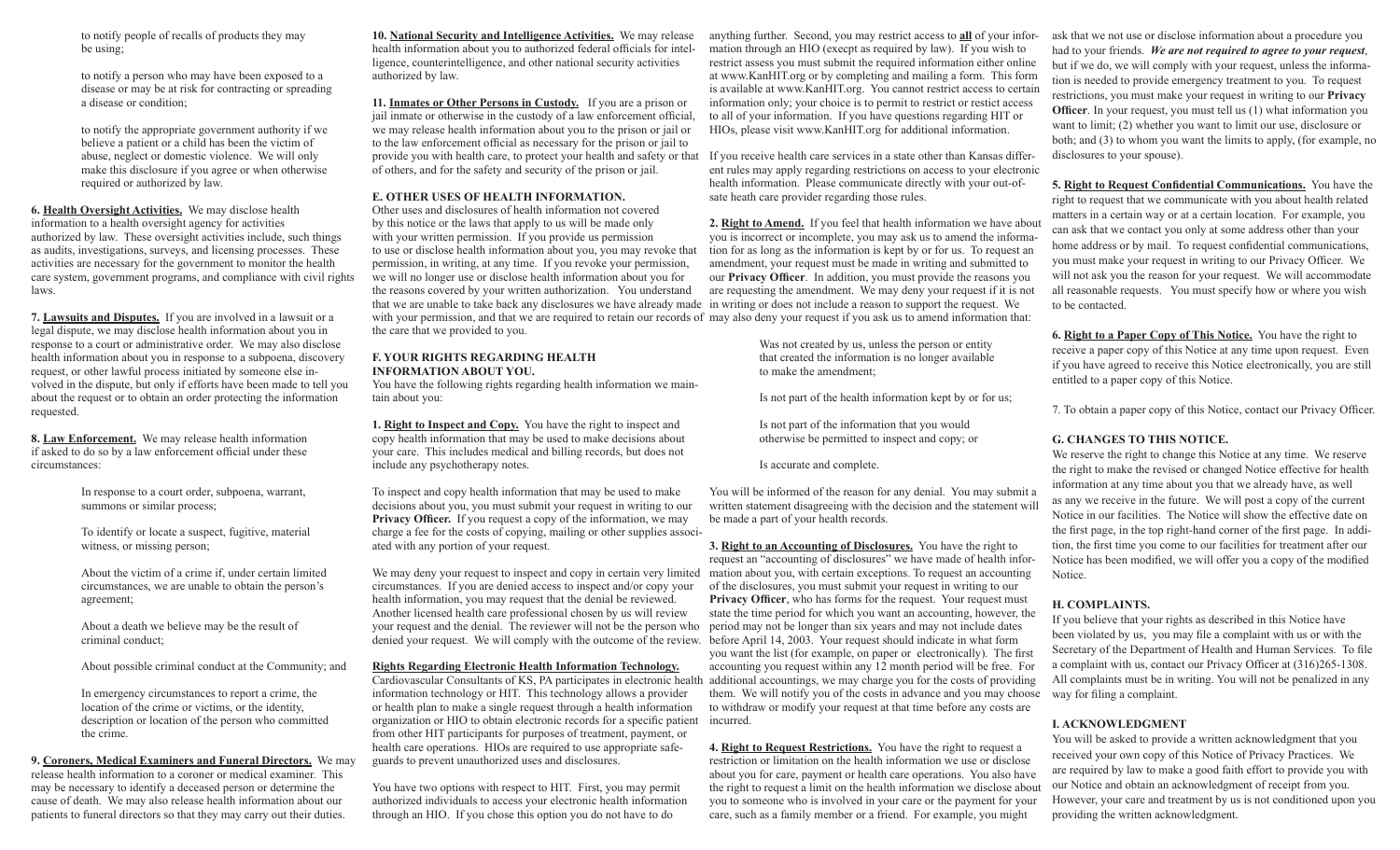to notify people of recalls of products they may be using;

to notify a person who may have been exposed to a disease or may be at risk for contracting or spreading a disease or condition;

to notify the appropriate government authority if we believe a patient or a child has been the victim of abuse, neglect or domestic violence. We will only make this disclosure if you agree or when otherwise required or authorized by law.

**6. Health Oversight Activities.** We may disclose health information to a health oversight agency for activities authorized by law. These oversight activities include, such things as audits, investigations, surveys, and licensing processes. These activities are necessary for the government to monitor the health care system, government programs, and compliance with civil rights laws.

**7. Lawsuits and Disputes.** If you are involved in a lawsuit or a legal dispute, we may disclose health information about you in response to a court or administrative order. We may also disclose health information about you in response to a subpoena, discovery request, or other lawful process initiated by someone else involved in the dispute, but only if efforts have been made to tell you about the request or to obtain an order protecting the information requested.

**8. Law Enforcement.** We may release health information if asked to do so by a law enforcement official under these circumstances:

In response to a court order, subpoena, warrant, summons or similar process;

To identify or locate a suspect, fugitive, material witness, or missing person;

About the victim of a crime if, under certain limited circumstances, we are unable to obtain the person's agreement;

About a death we believe may be the result of criminal conduct;

About possible criminal conduct at the Community; and

In emergency circumstances to report a crime, the location of the crime or victims, or the identity, description or location of the person who committed the crime.

**9. Coroners, Medical Examiners and Funeral Directors.** We may release health information to a coroner or medical examiner. This may be necessary to identify a deceased person or determine the cause of death. We may also release health information about our patients to funeral directors so that they may carry out their duties.

**10. National Security and Intelligence Activities.** We may release health information about you to authorized federal officials for intelligence, counterintelligence, and other national security activities authorized by law.

**11. Inmates or Other Persons in Custody.** If you are a prison or jail inmate or otherwise in the custody of a law enforcement official, we may release health information about you to the prison or jail or to the law enforcement official as necessary for the prison or jail to provide you with health care, to protect your health and safety or that of others, and for the safety and security of the prison or jail.

## E. OTHER USES OF HEALTH INFORMATION.

Other uses and disclosures of health information not covered by this notice or the laws that apply to us will be made only with your written permission. If you provide us permission to use or disclose health information about you, you may revoke that permission, in writing, at any time. If you revoke your permission, we will no longer use or disclose health information about you for the reasons covered by your written authorization. You understand that we are unable to take back any disclosures we have already made with your permission, and that we are required to retain our records of the care that we provided to you.

## F. YOUR RIGHTS REGARDING HEALTH INFORMATION ABOUT YOU.

You have the following rights regarding health information we maintain about you:

**1. Right to Inspect and Copy.** You have the right to inspect and copy health information that may be used to make decisions about your care. This includes medical and billing records, but does not include any psychotherapy notes.

To inspect and copy health information that may be used to make decisions about you, you must submit your request in writing to our **Privacy Officer.** If you request a copy of the information, we may charge a fee for the costs of copying, mailing or other supplies associated with any portion of your request.

We may deny your request to inspect and copy in certain very limited circumstances. If you are denied access to inspect and/or copy your health information, you may request that the denial be reviewed. Another licensed health care professional chosen by us will review your request and the denial. The reviewer will not be the person who denied your request. We will comply with the outcome of the review.

**Rights Regarding Electronic Health Information Technology.** Cardiovascular Consultants of KS, PA participates in electronic health information technology or HIT. This technology allows a provider or health plan to make a single request through a health information organization or HIO to obtain electronic records for a specific patient from other HIT participants for purposes of treatment, payment, or health care operations. HIOs are required to use appropriate safeguards to prevent unauthorized uses and disclosures.

You have two options with respect to HIT. First, you may permit authorized individuals to access your electronic health information through an HIO. If you chose this option you do not have to do anything further. Second, you may restrict access to **all** of your information through an HIO (execpt as required by law). If you wish to restrict assess you must submit the required information either online at www.KanHIT.org or by completing and mailing a form. This form is available at www.KanHIT.org. You cannot restrict access to certain information only; your choice is to permit to restrict or restict access to all of your information. If you have questions regarding HIT or HIOs, please visit www.KanHIT.org for additional information.

If you receive health care services in a state other than Kansas different rules may apply regarding restrictions on access to your electronic health information. Please communicate directly with your out-of-sate heath care provider regarding those rules.

**2. Right to Amend.** If you feel that health information we have about you is incorrect or incomplete, you may ask us to amend the information for as long as the information is kept by or for us. To request an amendment, your request must be made in writing and submitted to our **Privacy Officer**. In addition, you must provide the reasons you are requesting the amendment. We may deny your request if it is not in writing or does not include a reason to support the request. We may also deny your request if you ask us to amend information that:

Was not created by us, unless the person or entity that created the information is no longer available to make the amendment;

Is not part of the health information kept by or for us;

Is not part of the information that you would otherwise be permitted to inspect and copy; or

Is accurate and complete.

You will be informed of the reason for any denial. You may submit a written statement disagreeing with the decision and the statement will be made a part of your health records.

**3. Right to an Accounting of Disclosures.** You have the right to request an "accounting of disclosures" we have made of health information about you, with certain exceptions. To request an accounting of the disclosures, you must submit your request in writing to our **Privacy Officer**, who has forms for the request. Your request must state the time period for which you want an accounting, however, the period may not be longer than six years and may not include dates before April 14, 2003. Your request should indicate in what form you want the list (for example, on paper or electronically). The first accounting you request within any 12 month period will be free. For additional accountings, we may charge you for the costs of providing them. We will notify you of the costs in advance and you may choose to withdraw or modify your request at that time before any costs are incurred.

**4. Right to Request Restrictions.** You have the right to request a restriction or limitation on the health information we use or disclose about you for care, payment or health care operations. You also have the right to request a limit on the health information we disclose about you to someone who is involved in your care or the payment for your care, such as a family member or a friend. For example, you might ask that we not use or disclose information about a procedure you had to your friends. ***We are not required to agree to your request***, but if we do, we will comply with your request, unless the information is needed to provide emergency treatment to you. To request restrictions, you must make your request in writing to our **Privacy Officer**. In your request, you must tell us (1) what information you want to limit; (2) whether you want to limit our use, disclosure or both; and (3) to whom you want the limits to apply, (for example, no disclosures to your spouse).

**5. Right to Request Confidential Communications.** You have the right to request that we communicate with you about health related matters in a certain way or at a certain location. For example, you can ask that we contact you only at some address other than your home address or by mail. To request confidential communications, you must make your request in writing to our Privacy Officer. We will not ask you the reason for your request. We will accommodate all reasonable requests. You must specify how or where you wish to be contacted.

**6. Right to a Paper Copy of This Notice.** You have the right to receive a paper copy of this Notice at any time upon request. Even if you have agreed to receive this Notice electronically, you are still entitled to a paper copy of this Notice.

7. To obtain a paper copy of this Notice, contact our Privacy Officer.

## G. CHANGES TO THIS NOTICE.

We reserve the right to change this Notice at any time. We reserve the right to make the revised or changed Notice effective for health information at any time about you that we already have, as well as any we receive in the future. We will post a copy of the current Notice in our facilities. The Notice will show the effective date on the first page, in the top right-hand corner of the first page. In addition, the first time you come to our facilities for treatment after our Notice has been modified, we will offer you a copy of the modified Notice.

## H. COMPLAINTS.

If you believe that your rights as described in this Notice have been violated by us, you may file a complaint with us or with the Secretary of the Department of Health and Human Services. To file a complaint with us, contact our Privacy Officer at (316)265-1308. All complaints must be in writing. You will not be penalized in any way for filing a complaint.

## I. ACKNOWLEDGMENT

You will be asked to provide a written acknowledgment that you received your own copy of this Notice of Privacy Practices. We are required by law to make a good faith effort to provide you with our Notice and obtain an acknowledgment of receipt from you. However, your care and treatment by us is not conditioned upon you providing the written acknowledgment.